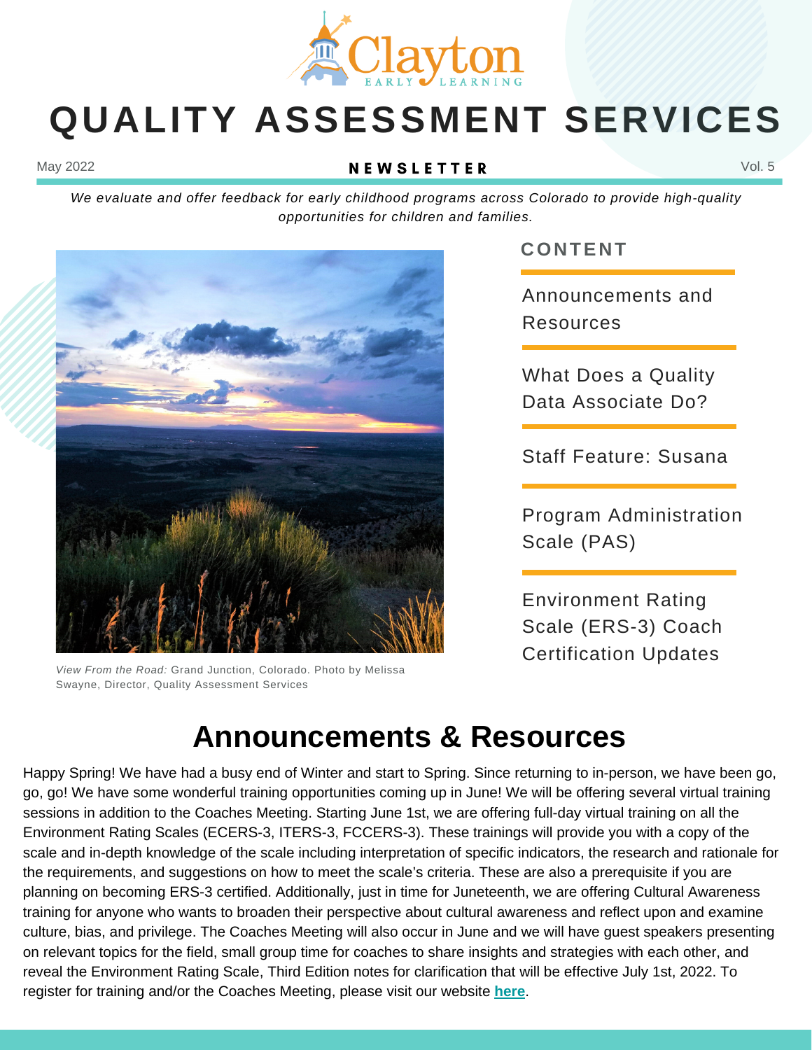Clayton EARLY LEARNING

# QUALITY ASSESSMENT SERVICES

May 2022 **NEWSLETTER** Vol. 5

*We evaluate and offer feedback for early childhood programs across Colorado to provide high-quality opportunities for children and families.*

*View From the Road:* Grand Junction, Colorado. Photo by Melissa Swayne, Director, Quality Assessment Services

**CONTENT**

- Announcements and Resources
- What Does a Quality Data Associate Do?
- Staff Feature: Susana
- Program Administration Scale (PAS)
- Environment Rating Scale (ERS-3) Coach Certification Updates

## Announcements & Resources

Happy Spring! We have had a busy end of Winter and start to Spring. Since returning to in-person, we have been go, go, go! We have some wonderful training opportunities coming up in June! We will be offering several virtual training sessions in addition to the Coaches Meeting. Starting June 1st, we are offering full-day virtual training on all the Environment Rating Scales (ECERS-3, ITERS-3, FCCERS-3). These trainings will provide you with a copy of the scale and in-depth knowledge of the scale including interpretation of specific indicators, the research and rationale for the requirements, and suggestions on how to meet the scale's criteria. These are also a prerequisite if you are planning on becoming ERS-3 certified. Additionally, just in time for Juneteenth, we are offering Cultural Awareness training for anyone who wants to broaden their perspective about cultural awareness and reflect upon and examine culture, bias, and privilege. The Coaches Meeting will also occur in June and we will have guest speakers presenting on relevant topics for the field, small group time for coaches to share insights and strategies with each other, and reveal the Environment Rating Scale, Third Edition notes for clarification that will be effective July 1st, 2022. To register for training and/or the Coaches Meeting, please visit our website **here**.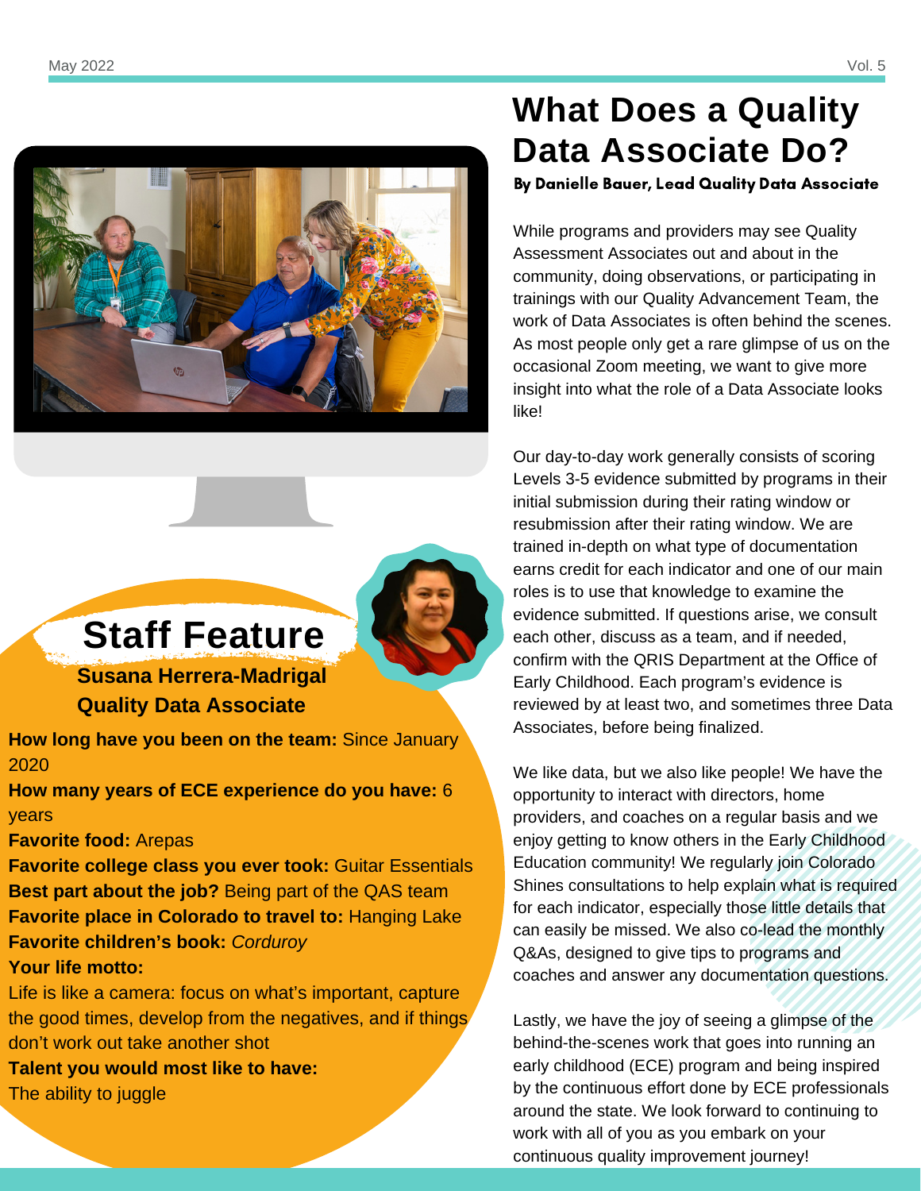# What Does a Quality Data Associate Do?

**By Danielle Bauer, Lead Quality Data Associate**

While programs and providers may see Quality Assessment Associates out and about in the community, doing observations, or participating in trainings with our Quality Advancement Team, the work of Data Associates is often behind the scenes. As most people only get a rare glimpse of us on the occasional Zoom meeting, we want to give more insight into what the role of a Data Associate looks like!

Our day-to-day work generally consists of scoring Levels 3-5 evidence submitted by programs in their initial submission during their rating window or resubmission after their rating window. We are trained in-depth on what type of documentation earns credit for each indicator and one of our main roles is to use that knowledge to examine the evidence submitted. If questions arise, we consult each other, discuss as a team, and if needed, confirm with the QRIS Department at the Office of Early Childhood. Each program's evidence is reviewed by at least two, and sometimes three Data Associates, before being finalized.

We like data, but we also like people! We have the opportunity to interact with directors, home providers, and coaches on a regular basis and we enjoy getting to know others in the Early Childhood Education community! We regularly join Colorado Shines consultations to help explain what is required for each indicator, especially those little details that can easily be missed. We also co-lead the monthly Q&As, designed to give tips to programs and coaches and answer any documentation questions.

Lastly, we have the joy of seeing a glimpse of the behind-the-scenes work that goes into running an early childhood (ECE) program and being inspired by the continuous effort done by ECE professionals around the state. We look forward to continuing to work with all of you as you embark on your continuous quality improvement journey!

## Staff Feature

**Susana Herrera-Madrigal**
**Quality Data Associate**

**How long have you been on the team:** Since January 2020

**How many years of ECE experience do you have:** 6 years

**Favorite food:** Arepas

**Favorite college class you ever took:** Guitar Essentials

**Best part about the job?** Being part of the QAS team

**Favorite place in Colorado to travel to:** Hanging Lake

**Favorite children's book:** *Corduroy*

**Your life motto:**

Life is like a camera: focus on what's important, capture the good times, develop from the negatives, and if things don't work out take another shot

**Talent you would most like to have:**

The ability to juggle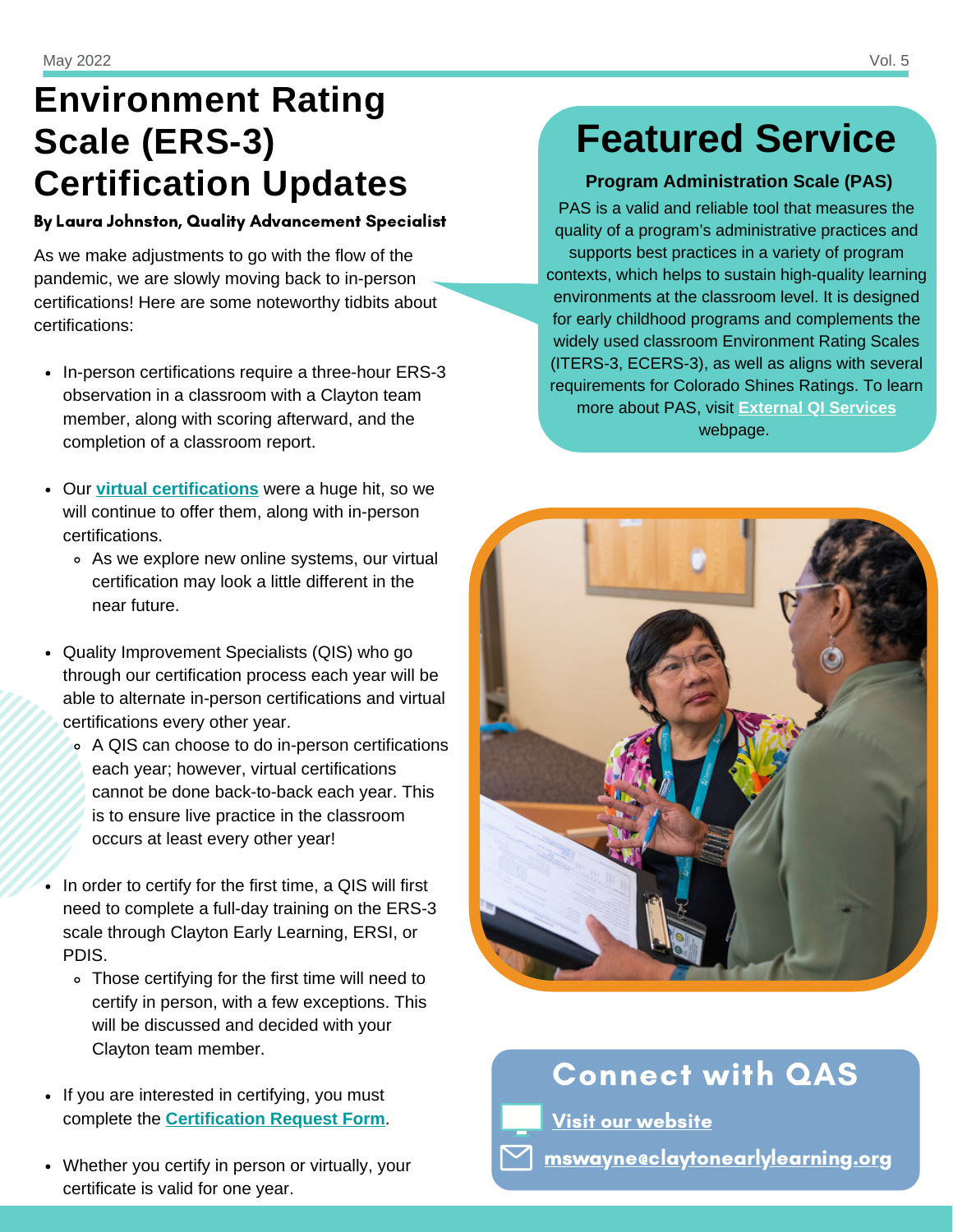# Environment Rating Scale (ERS-3) Certification Updates

**By Laura Johnston, Quality Advancement Specialist**

As we make adjustments to go with the flow of the pandemic, we are slowly moving back to in-person certifications! Here are some noteworthy tidbits about certifications:

- In-person certifications require a three-hour ERS-3 observation in a classroom with a Clayton team member, along with scoring afterward, and the completion of a classroom report.
- Our **virtual certifications** were a huge hit, so we will continue to offer them, along with in-person certifications.
  - As we explore new online systems, our virtual certification may look a little different in the near future.
- Quality Improvement Specialists (QIS) who go through our certification process each year will be able to alternate in-person certifications and virtual certifications every other year.
  - A QIS can choose to do in-person certifications each year; however, virtual certifications cannot be done back-to-back each year. This is to ensure live practice in the classroom occurs at least every other year!
- In order to certify for the first time, a QIS will first need to complete a full-day training on the ERS-3 scale through Clayton Early Learning, ERSI, or PDIS.
  - Those certifying for the first time will need to certify in person, with a few exceptions. This will be discussed and decided with your Clayton team member.
- If you are interested in certifying, you must complete the **Certification Request Form**.
- Whether you certify in person or virtually, your certificate is valid for one year.

# Featured Service

**Program Administration Scale (PAS)**

PAS is a valid and reliable tool that measures the quality of a program's administrative practices and supports best practices in a variety of program contexts, which helps to sustain high-quality learning environments at the classroom level. It is designed for early childhood programs and complements the widely used classroom Environment Rating Scales (ITERS-3, ECERS-3), as well as aligns with several requirements for Colorado Shines Ratings. To learn more about PAS, visit **External QI Services** webpage.

## Connect with QAS

Visit our website

mswayne@claytonearlylearning.org